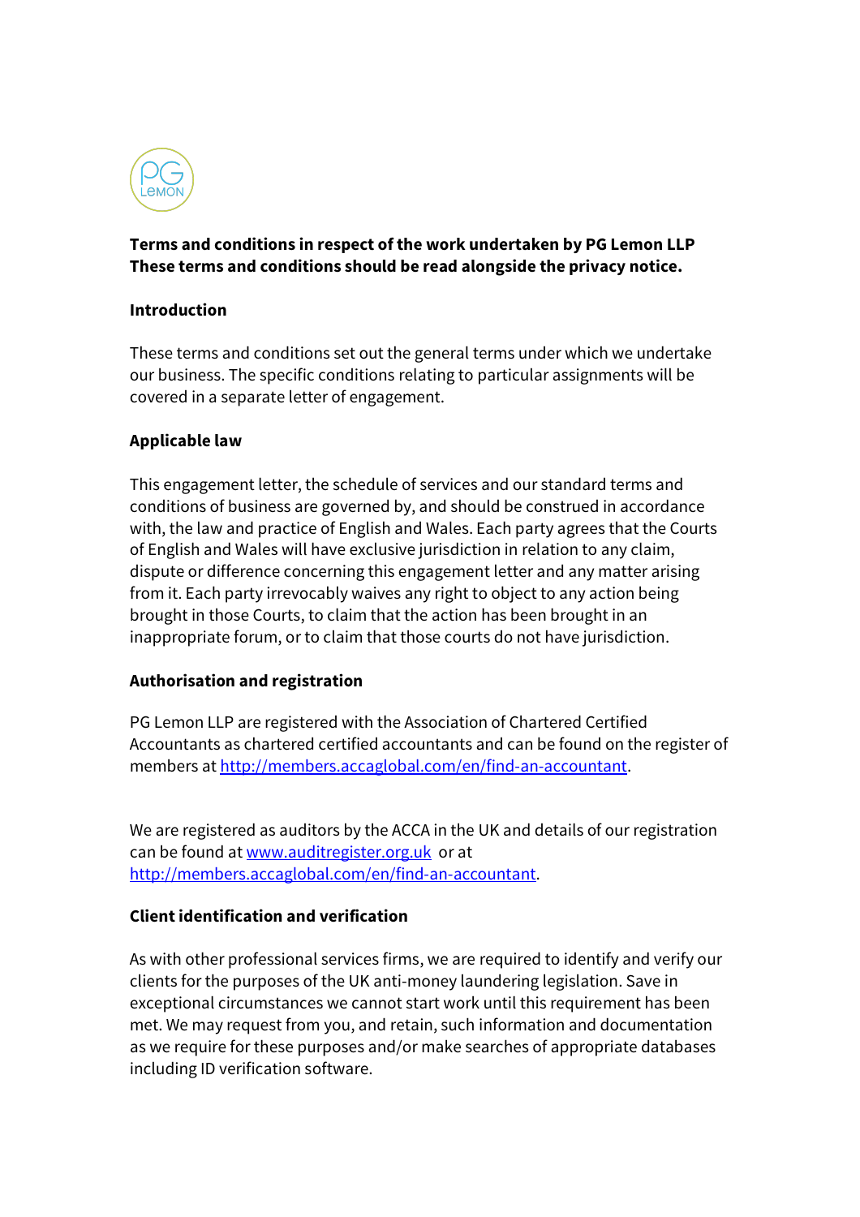**Terms and conditions in respect of the work undertaken by PG Lemon LLP These terms and conditions should be read alongside the privacy notice.**

## Introduction

These terms and conditions set out the general terms under which we undertake our business. The specific conditions relating to particular assignments will be covered in a separate letter of engagement.

## Applicable law

This engagement letter, the schedule of services and our standard terms and conditions of business are governed by, and should be construed in accordance with, the law and practice of English and Wales. Each party agrees that the Courts of English and Wales will have exclusive jurisdiction in relation to any claim, dispute or difference concerning this engagement letter and any matter arising from it. Each party irrevocably waives any right to object to any action being brought in those Courts, to claim that the action has been brought in an inappropriate forum, or to claim that those courts do not have jurisdiction.

## Authorisation and registration

PG Lemon LLP are registered with the Association of Chartered Certified Accountants as chartered certified accountants and can be found on the register of members at http://members.accaglobal.com/en/find-an-accountant.

We are registered as auditors by the ACCA in the UK and details of our registration can be found at www.auditregister.org.uk or at http://members.accaglobal.com/en/find-an-accountant.

## Client identification and verification

As with other professional services firms, we are required to identify and verify our clients for the purposes of the UK anti-money laundering legislation. Save in exceptional circumstances we cannot start work until this requirement has been met. We may request from you, and retain, such information and documentation as we require for these purposes and/or make searches of appropriate databases including ID verification software.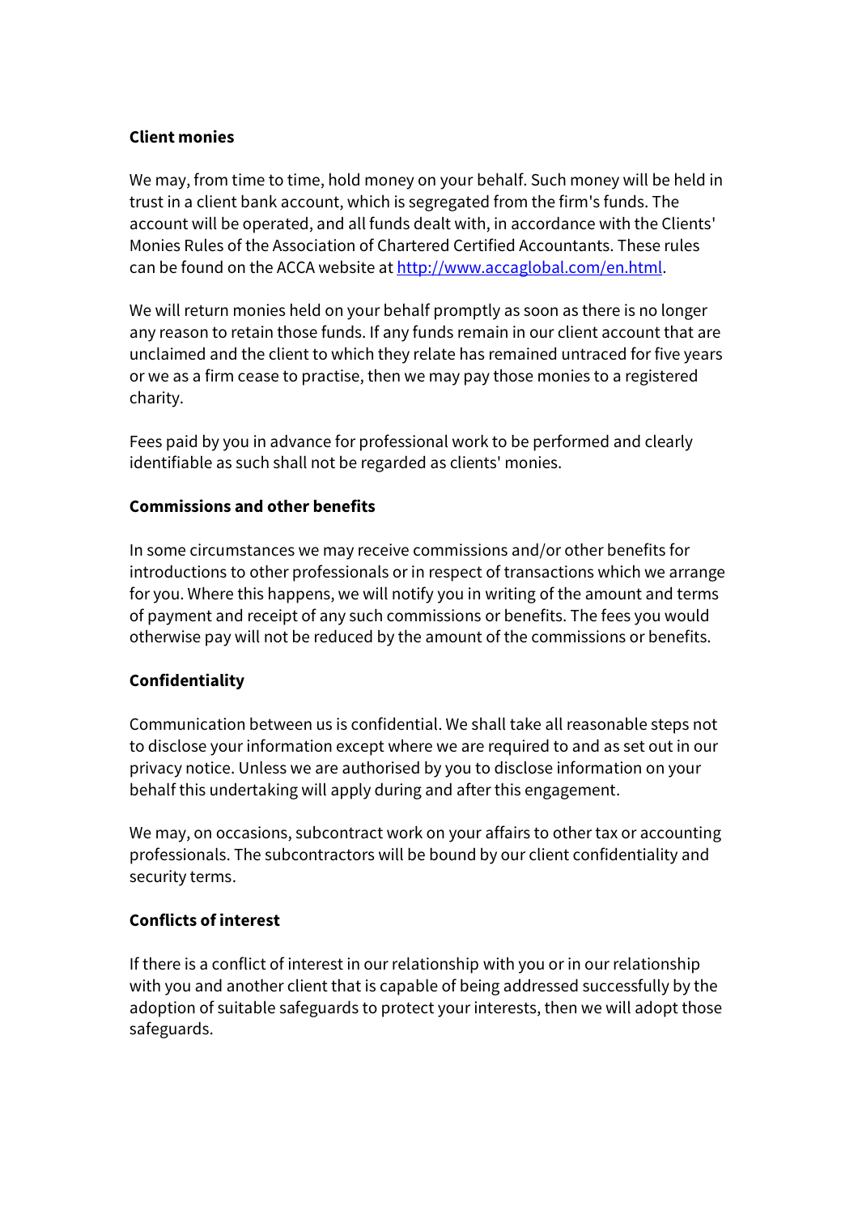**Client monies**

We may, from time to time, hold money on your behalf. Such money will be held in trust in a client bank account, which is segregated from the firm's funds. The account will be operated, and all funds dealt with, in accordance with the Clients' Monies Rules of the Association of Chartered Certified Accountants. These rules can be found on the ACCA website at [http://www.accaglobal.com/en.html](http://www.accaglobal.com/en.html).

We will return monies held on your behalf promptly as soon as there is no longer any reason to retain those funds. If any funds remain in our client account that are unclaimed and the client to which they relate has remained untraced for five years or we as a firm cease to practise, then we may pay those monies to a registered charity.

Fees paid by you in advance for professional work to be performed and clearly identifiable as such shall not be regarded as clients' monies.

**Commissions and other benefits**

In some circumstances we may receive commissions and/or other benefits for introductions to other professionals or in respect of transactions which we arrange for you. Where this happens, we will notify you in writing of the amount and terms of payment and receipt of any such commissions or benefits. The fees you would otherwise pay will not be reduced by the amount of the commissions or benefits.

**Confidentiality**

Communication between us is confidential. We shall take all reasonable steps not to disclose your information except where we are required to and as set out in our privacy notice. Unless we are authorised by you to disclose information on your behalf this undertaking will apply during and after this engagement.

We may, on occasions, subcontract work on your affairs to other tax or accounting professionals. The subcontractors will be bound by our client confidentiality and security terms.

**Conflicts of interest**

If there is a conflict of interest in our relationship with you or in our relationship with you and another client that is capable of being addressed successfully by the adoption of suitable safeguards to protect your interests, then we will adopt those safeguards.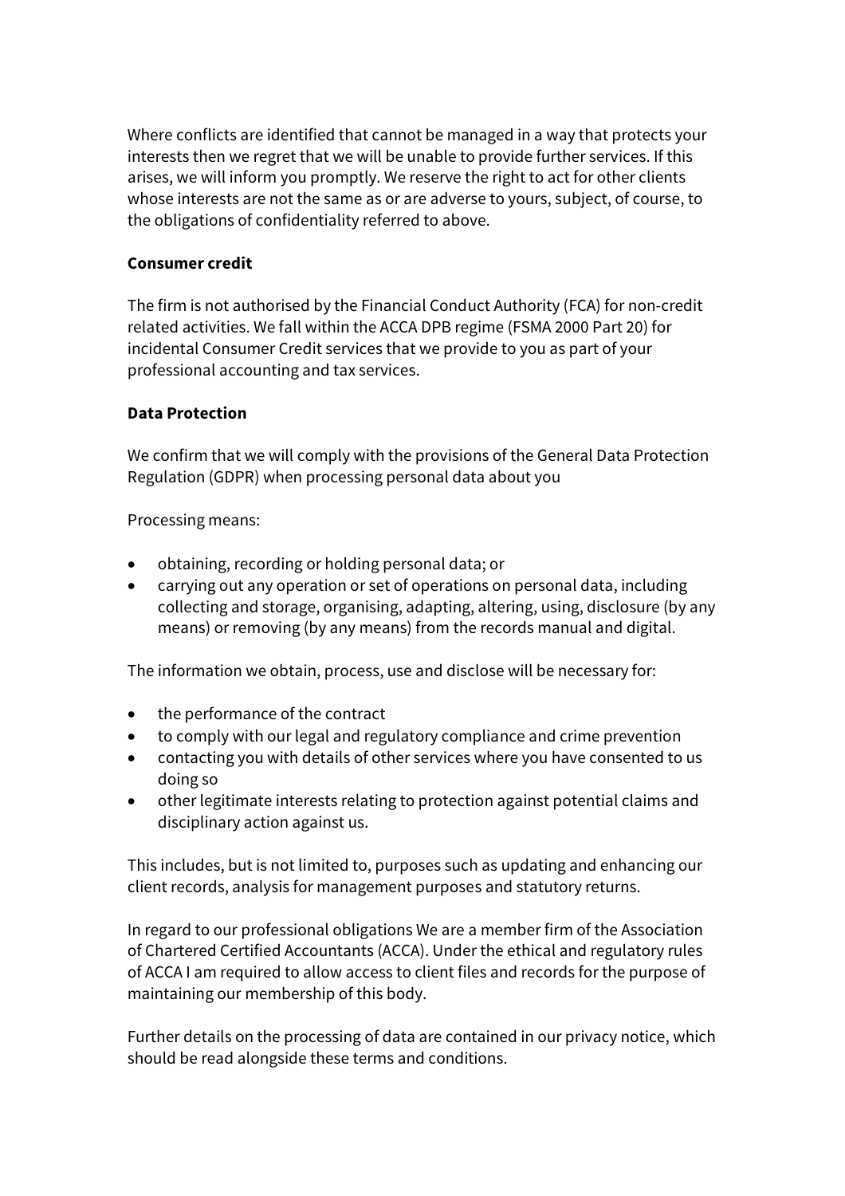Where conflicts are identified that cannot be managed in a way that protects your interests then we regret that we will be unable to provide further services. If this arises, we will inform you promptly. We reserve the right to act for other clients whose interests are not the same as or are adverse to yours, subject, of course, to the obligations of confidentiality referred to above.

**Consumer credit**

The firm is not authorised by the Financial Conduct Authority (FCA) for non-credit related activities. We fall within the ACCA DPB regime (FSMA 2000 Part 20) for incidental Consumer Credit services that we provide to you as part of your professional accounting and tax services.

**Data Protection**

We confirm that we will comply with the provisions of the General Data Protection Regulation (GDPR) when processing personal data about you

Processing means:

- obtaining, recording or holding personal data; or
- carrying out any operation or set of operations on personal data, including collecting and storage, organising, adapting, altering, using, disclosure (by any means) or removing (by any means) from the records manual and digital.

The information we obtain, process, use and disclose will be necessary for:

- the performance of the contract
- to comply with our legal and regulatory compliance and crime prevention
- contacting you with details of other services where you have consented to us doing so
- other legitimate interests relating to protection against potential claims and disciplinary action against us.

This includes, but is not limited to, purposes such as updating and enhancing our client records, analysis for management purposes and statutory returns.

In regard to our professional obligations We are a member firm of the Association of Chartered Certified Accountants (ACCA). Under the ethical and regulatory rules of ACCA I am required to allow access to client files and records for the purpose of maintaining our membership of this body.

Further details on the processing of data are contained in our privacy notice, which should be read alongside these terms and conditions.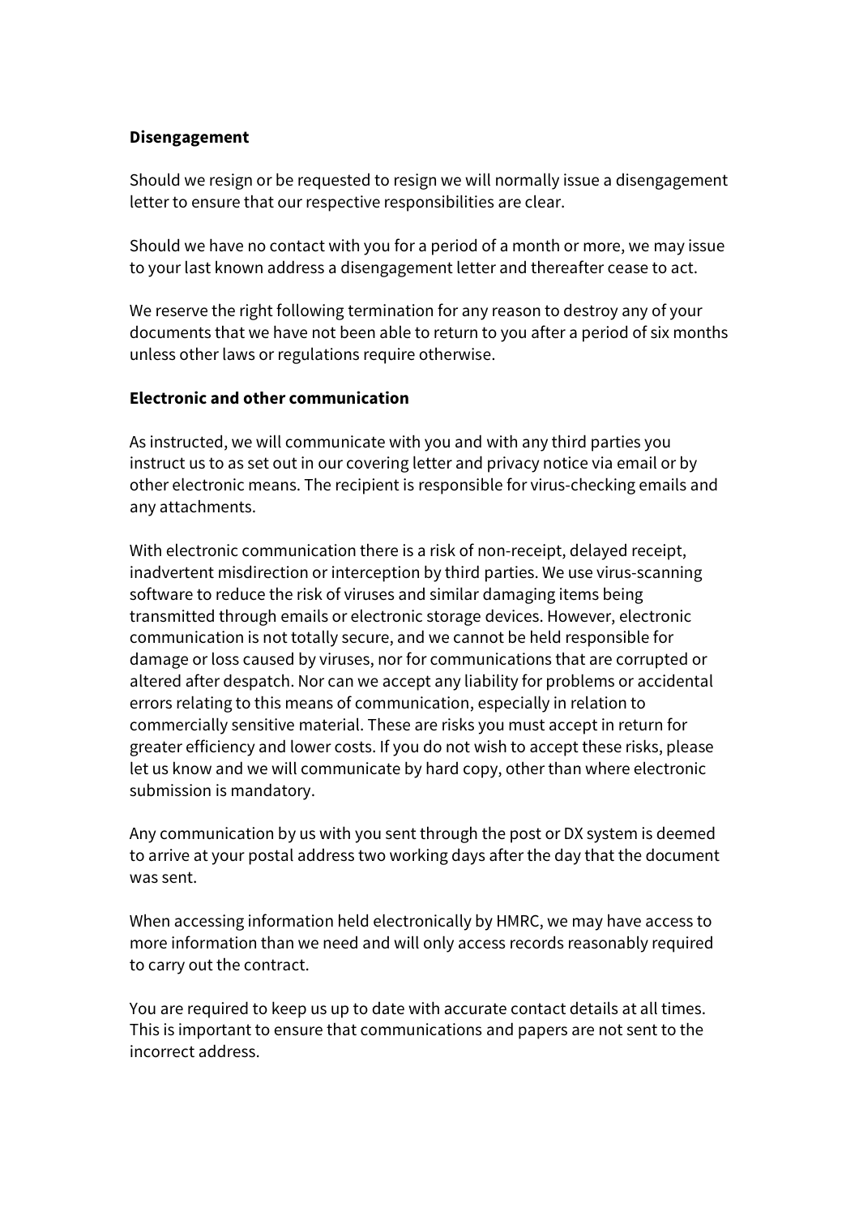**Disengagement**

Should we resign or be requested to resign we will normally issue a disengagement letter to ensure that our respective responsibilities are clear.

Should we have no contact with you for a period of a month or more, we may issue to your last known address a disengagement letter and thereafter cease to act.

We reserve the right following termination for any reason to destroy any of your documents that we have not been able to return to you after a period of six months unless other laws or regulations require otherwise.

**Electronic and other communication**

As instructed, we will communicate with you and with any third parties you instruct us to as set out in our covering letter and privacy notice via email or by other electronic means. The recipient is responsible for virus-checking emails and any attachments.

With electronic communication there is a risk of non-receipt, delayed receipt, inadvertent misdirection or interception by third parties. We use virus-scanning software to reduce the risk of viruses and similar damaging items being transmitted through emails or electronic storage devices. However, electronic communication is not totally secure, and we cannot be held responsible for damage or loss caused by viruses, nor for communications that are corrupted or altered after despatch. Nor can we accept any liability for problems or accidental errors relating to this means of communication, especially in relation to commercially sensitive material. These are risks you must accept in return for greater efficiency and lower costs. If you do not wish to accept these risks, please let us know and we will communicate by hard copy, other than where electronic submission is mandatory.

Any communication by us with you sent through the post or DX system is deemed to arrive at your postal address two working days after the day that the document was sent.

When accessing information held electronically by HMRC, we may have access to more information than we need and will only access records reasonably required to carry out the contract.

You are required to keep us up to date with accurate contact details at all times. This is important to ensure that communications and papers are not sent to the incorrect address.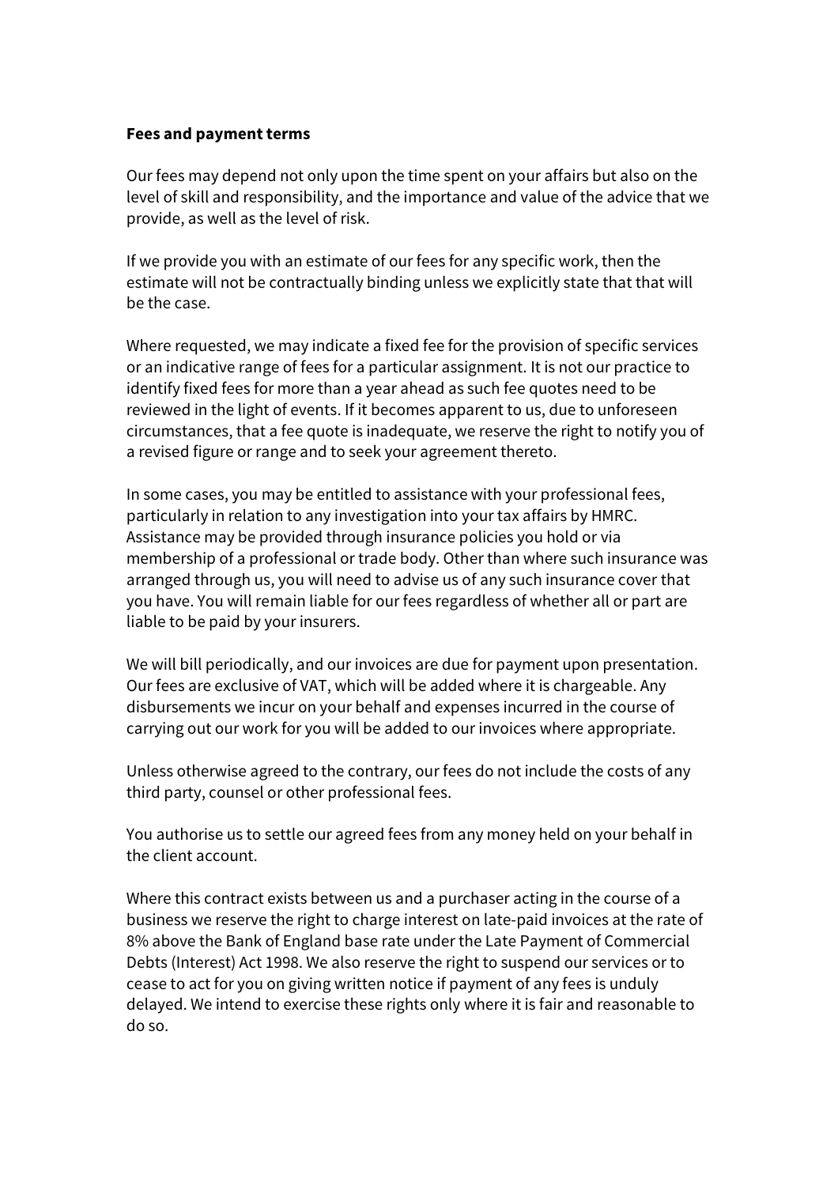**Fees and payment terms**

Our fees may depend not only upon the time spent on your affairs but also on the level of skill and responsibility, and the importance and value of the advice that we provide, as well as the level of risk.

If we provide you with an estimate of our fees for any specific work, then the estimate will not be contractually binding unless we explicitly state that that will be the case.

Where requested, we may indicate a fixed fee for the provision of specific services or an indicative range of fees for a particular assignment. It is not our practice to identify fixed fees for more than a year ahead as such fee quotes need to be reviewed in the light of events. If it becomes apparent to us, due to unforeseen circumstances, that a fee quote is inadequate, we reserve the right to notify you of a revised figure or range and to seek your agreement thereto.

In some cases, you may be entitled to assistance with your professional fees, particularly in relation to any investigation into your tax affairs by HMRC. Assistance may be provided through insurance policies you hold or via membership of a professional or trade body. Other than where such insurance was arranged through us, you will need to advise us of any such insurance cover that you have. You will remain liable for our fees regardless of whether all or part are liable to be paid by your insurers.

We will bill periodically, and our invoices are due for payment upon presentation. Our fees are exclusive of VAT, which will be added where it is chargeable. Any disbursements we incur on your behalf and expenses incurred in the course of carrying out our work for you will be added to our invoices where appropriate.

Unless otherwise agreed to the contrary, our fees do not include the costs of any third party, counsel or other professional fees.

You authorise us to settle our agreed fees from any money held on your behalf in the client account.

Where this contract exists between us and a purchaser acting in the course of a business we reserve the right to charge interest on late-paid invoices at the rate of 8% above the Bank of England base rate under the Late Payment of Commercial Debts (Interest) Act 1998. We also reserve the right to suspend our services or to cease to act for you on giving written notice if payment of any fees is unduly delayed. We intend to exercise these rights only where it is fair and reasonable to do so.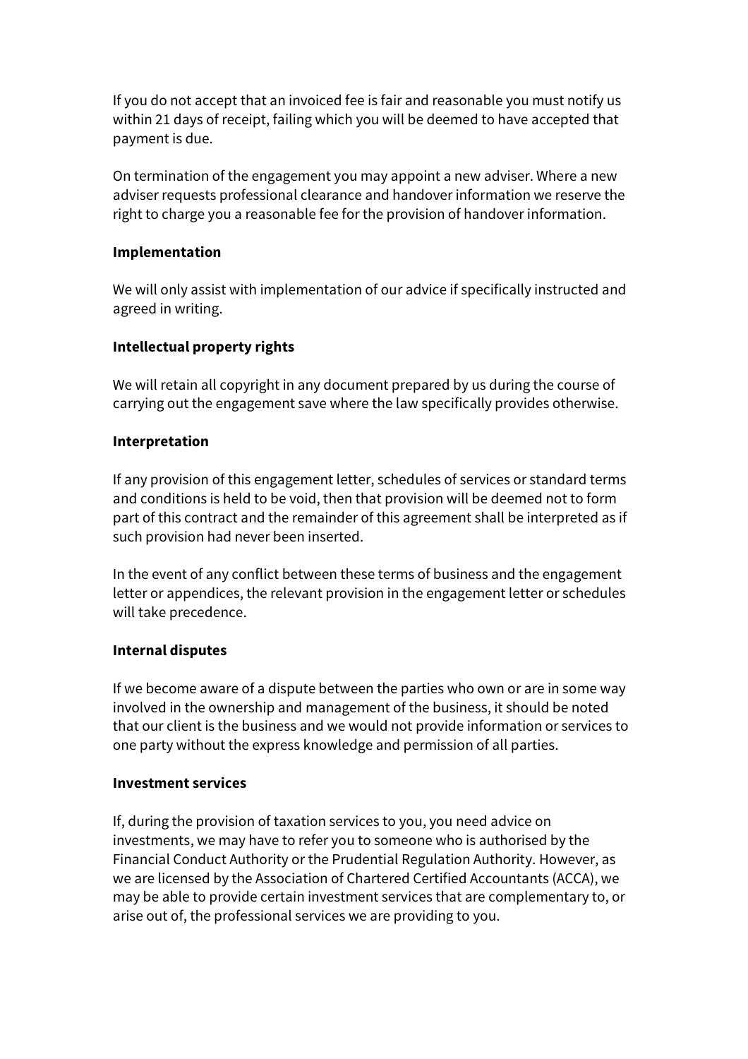If you do not accept that an invoiced fee is fair and reasonable you must notify us within 21 days of receipt, failing which you will be deemed to have accepted that payment is due.

On termination of the engagement you may appoint a new adviser. Where a new adviser requests professional clearance and handover information we reserve the right to charge you a reasonable fee for the provision of handover information.

**Implementation**

We will only assist with implementation of our advice if specifically instructed and agreed in writing.

**Intellectual property rights**

We will retain all copyright in any document prepared by us during the course of carrying out the engagement save where the law specifically provides otherwise.

**Interpretation**

If any provision of this engagement letter, schedules of services or standard terms and conditions is held to be void, then that provision will be deemed not to form part of this contract and the remainder of this agreement shall be interpreted as if such provision had never been inserted.

In the event of any conflict between these terms of business and the engagement letter or appendices, the relevant provision in the engagement letter or schedules will take precedence.

**Internal disputes**

If we become aware of a dispute between the parties who own or are in some way involved in the ownership and management of the business, it should be noted that our client is the business and we would not provide information or services to one party without the express knowledge and permission of all parties.

**Investment services**

If, during the provision of taxation services to you, you need advice on investments, we may have to refer you to someone who is authorised by the Financial Conduct Authority or the Prudential Regulation Authority. However, as we are licensed by the Association of Chartered Certified Accountants (ACCA), we may be able to provide certain investment services that are complementary to, or arise out of, the professional services we are providing to you.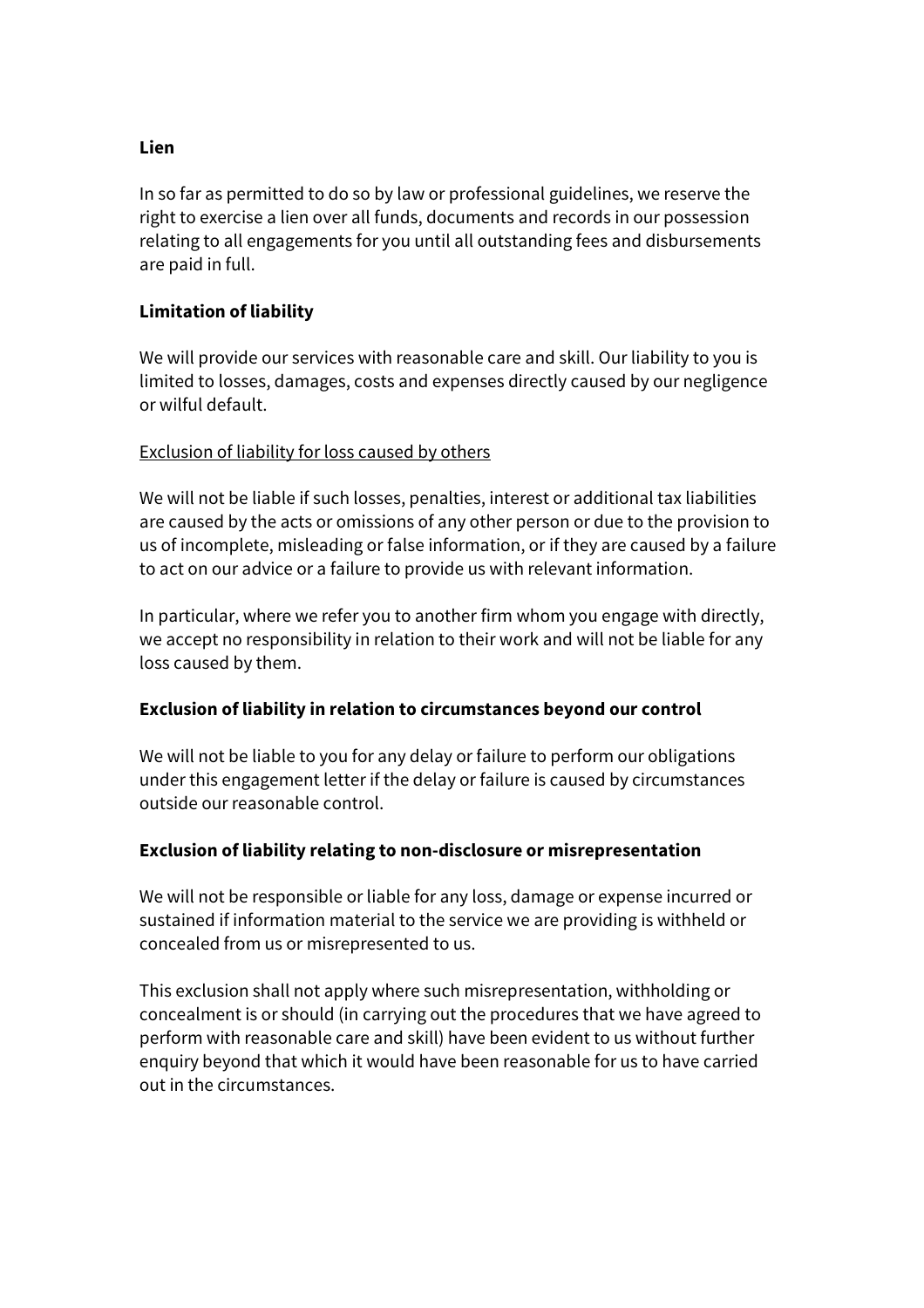**Lien**

In so far as permitted to do so by law or professional guidelines, we reserve the right to exercise a lien over all funds, documents and records in our possession relating to all engagements for you until all outstanding fees and disbursements are paid in full.

**Limitation of liability**

We will provide our services with reasonable care and skill. Our liability to you is limited to losses, damages, costs and expenses directly caused by our negligence or wilful default.

<u>Exclusion of liability for loss caused by others</u>

We will not be liable if such losses, penalties, interest or additional tax liabilities are caused by the acts or omissions of any other person or due to the provision to us of incomplete, misleading or false information, or if they are caused by a failure to act on our advice or a failure to provide us with relevant information.

In particular, where we refer you to another firm whom you engage with directly, we accept no responsibility in relation to their work and will not be liable for any loss caused by them.

**Exclusion of liability in relation to circumstances beyond our control**

We will not be liable to you for any delay or failure to perform our obligations under this engagement letter if the delay or failure is caused by circumstances outside our reasonable control.

**Exclusion of liability relating to non-disclosure or misrepresentation**

We will not be responsible or liable for any loss, damage or expense incurred or sustained if information material to the service we are providing is withheld or concealed from us or misrepresented to us.

This exclusion shall not apply where such misrepresentation, withholding or concealment is or should (in carrying out the procedures that we have agreed to perform with reasonable care and skill) have been evident to us without further enquiry beyond that which it would have been reasonable for us to have carried out in the circumstances.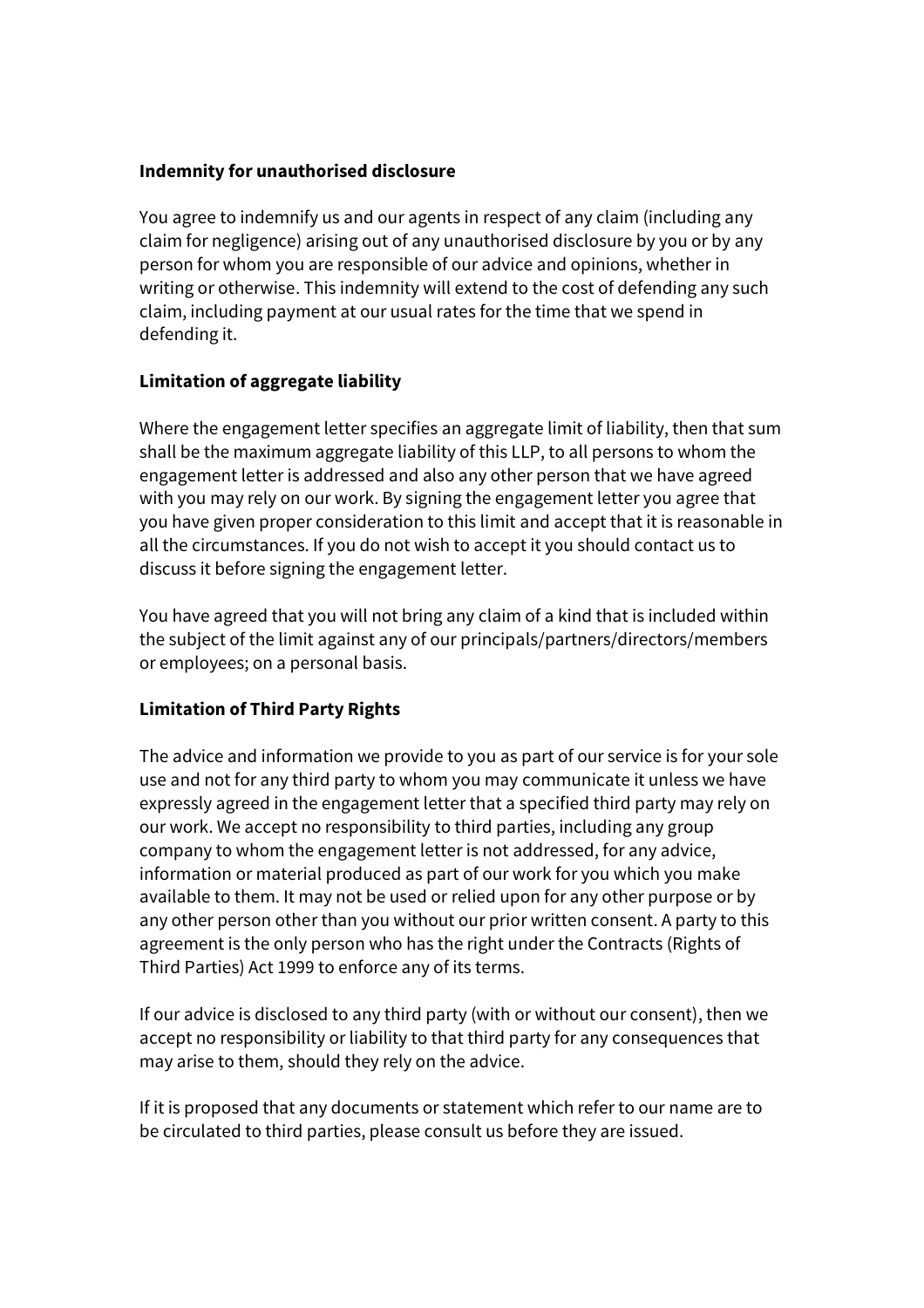**Indemnity for unauthorised disclosure**

You agree to indemnify us and our agents in respect of any claim (including any claim for negligence) arising out of any unauthorised disclosure by you or by any person for whom you are responsible of our advice and opinions, whether in writing or otherwise. This indemnity will extend to the cost of defending any such claim, including payment at our usual rates for the time that we spend in defending it.

**Limitation of aggregate liability**

Where the engagement letter specifies an aggregate limit of liability, then that sum shall be the maximum aggregate liability of this LLP, to all persons to whom the engagement letter is addressed and also any other person that we have agreed with you may rely on our work. By signing the engagement letter you agree that you have given proper consideration to this limit and accept that it is reasonable in all the circumstances. If you do not wish to accept it you should contact us to discuss it before signing the engagement letter.

You have agreed that you will not bring any claim of a kind that is included within the subject of the limit against any of our principals/partners/directors/members or employees; on a personal basis.

**Limitation of Third Party Rights**

The advice and information we provide to you as part of our service is for your sole use and not for any third party to whom you may communicate it unless we have expressly agreed in the engagement letter that a specified third party may rely on our work. We accept no responsibility to third parties, including any group company to whom the engagement letter is not addressed, for any advice, information or material produced as part of our work for you which you make available to them. It may not be used or relied upon for any other purpose or by any other person other than you without our prior written consent. A party to this agreement is the only person who has the right under the Contracts (Rights of Third Parties) Act 1999 to enforce any of its terms.

If our advice is disclosed to any third party (with or without our consent), then we accept no responsibility or liability to that third party for any consequences that may arise to them, should they rely on the advice.

If it is proposed that any documents or statement which refer to our name are to be circulated to third parties, please consult us before they are issued.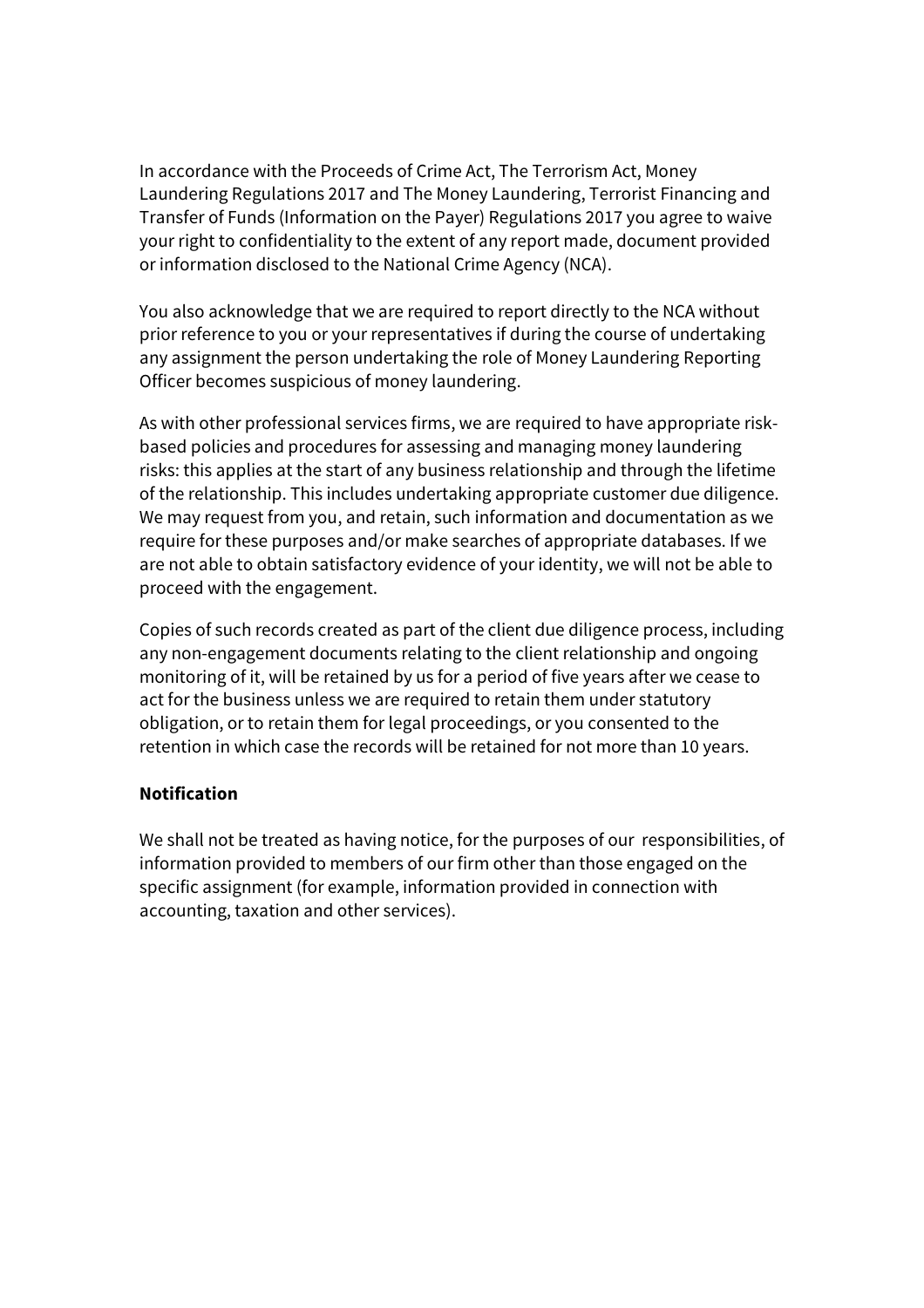In accordance with the Proceeds of Crime Act, The Terrorism Act, Money Laundering Regulations 2017 and The Money Laundering, Terrorist Financing and Transfer of Funds (Information on the Payer) Regulations 2017 you agree to waive your right to confidentiality to the extent of any report made, document provided or information disclosed to the National Crime Agency (NCA).

You also acknowledge that we are required to report directly to the NCA without prior reference to you or your representatives if during the course of undertaking any assignment the person undertaking the role of Money Laundering Reporting Officer becomes suspicious of money laundering.

As with other professional services firms, we are required to have appropriate risk-based policies and procedures for assessing and managing money laundering risks: this applies at the start of any business relationship and through the lifetime of the relationship. This includes undertaking appropriate customer due diligence. We may request from you, and retain, such information and documentation as we require for these purposes and/or make searches of appropriate databases. If we are not able to obtain satisfactory evidence of your identity, we will not be able to proceed with the engagement.

Copies of such records created as part of the client due diligence process, including any non-engagement documents relating to the client relationship and ongoing monitoring of it, will be retained by us for a period of five years after we cease to act for the business unless we are required to retain them under statutory obligation, or to retain them for legal proceedings, or you consented to the retention in which case the records will be retained for not more than 10 years.

**Notification**

We shall not be treated as having notice, for the purposes of our responsibilities, of information provided to members of our firm other than those engaged on the specific assignment (for example, information provided in connection with accounting, taxation and other services).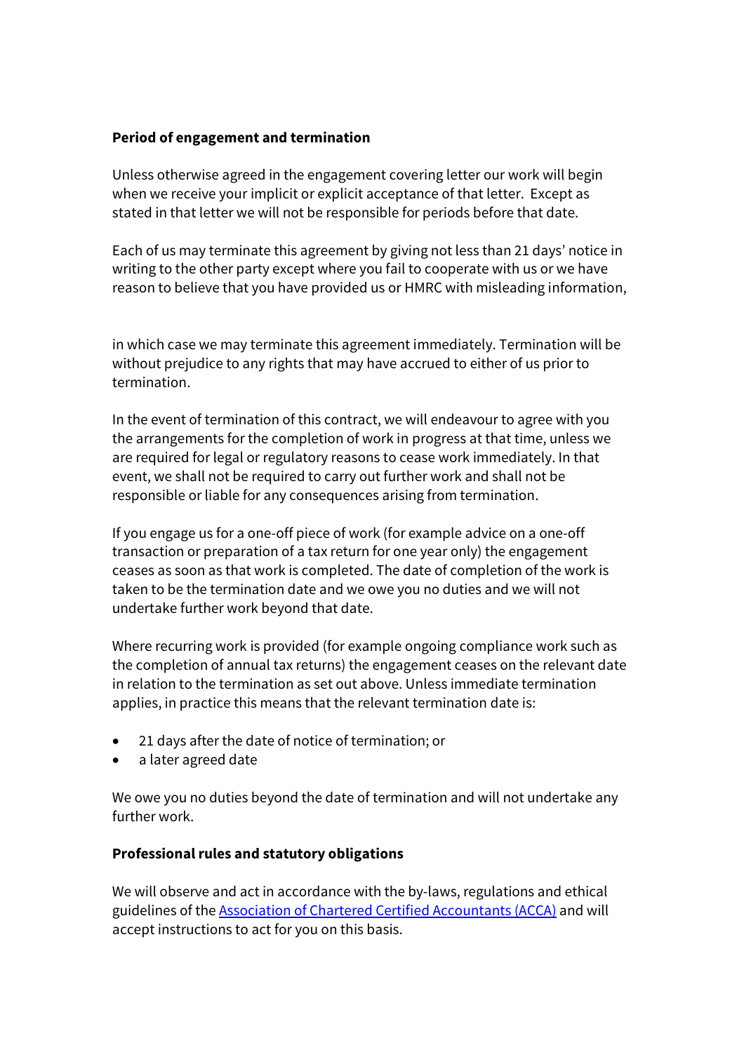**Period of engagement and termination**

Unless otherwise agreed in the engagement covering letter our work will begin when we receive your implicit or explicit acceptance of that letter. Except as stated in that letter we will not be responsible for periods before that date.

Each of us may terminate this agreement by giving not less than 21 days' notice in writing to the other party except where you fail to cooperate with us or we have reason to believe that you have provided us or HMRC with misleading information, in which case we may terminate this agreement immediately. Termination will be without prejudice to any rights that may have accrued to either of us prior to termination.

In the event of termination of this contract, we will endeavour to agree with you the arrangements for the completion of work in progress at that time, unless we are required for legal or regulatory reasons to cease work immediately. In that event, we shall not be required to carry out further work and shall not be responsible or liable for any consequences arising from termination.

If you engage us for a one-off piece of work (for example advice on a one-off transaction or preparation of a tax return for one year only) the engagement ceases as soon as that work is completed. The date of completion of the work is taken to be the termination date and we owe you no duties and we will not undertake further work beyond that date.

Where recurring work is provided (for example ongoing compliance work such as the completion of annual tax returns) the engagement ceases on the relevant date in relation to the termination as set out above. Unless immediate termination applies, in practice this means that the relevant termination date is:

- 21 days after the date of notice of termination; or
- a later agreed date

We owe you no duties beyond the date of termination and will not undertake any further work.

**Professional rules and statutory obligations**

We will observe and act in accordance with the by-laws, regulations and ethical guidelines of the [Association of Chartered Certified Accountants (ACCA)] and will accept instructions to act for you on this basis.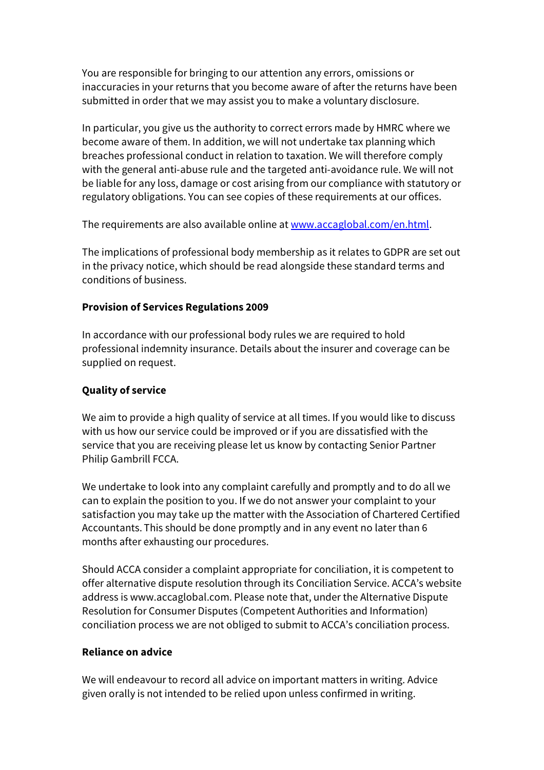You are responsible for bringing to our attention any errors, omissions or inaccuracies in your returns that you become aware of after the returns have been submitted in order that we may assist you to make a voluntary disclosure.

In particular, you give us the authority to correct errors made by HMRC where we become aware of them. In addition, we will not undertake tax planning which breaches professional conduct in relation to taxation. We will therefore comply with the general anti-abuse rule and the targeted anti-avoidance rule. We will not be liable for any loss, damage or cost arising from our compliance with statutory or regulatory obligations. You can see copies of these requirements at our offices.

The requirements are also available online at [www.accaglobal.com/en.html](www.accaglobal.com/en.html).

The implications of professional body membership as it relates to GDPR are set out in the privacy notice, which should be read alongside these standard terms and conditions of business.

**Provision of Services Regulations 2009**

In accordance with our professional body rules we are required to hold professional indemnity insurance. Details about the insurer and coverage can be supplied on request.

**Quality of service**

We aim to provide a high quality of service at all times. If you would like to discuss with us how our service could be improved or if you are dissatisfied with the service that you are receiving please let us know by contacting Senior Partner Philip Gambrill FCCA.

We undertake to look into any complaint carefully and promptly and to do all we can to explain the position to you. If we do not answer your complaint to your satisfaction you may take up the matter with the Association of Chartered Certified Accountants. This should be done promptly and in any event no later than 6 months after exhausting our procedures.

Should ACCA consider a complaint appropriate for conciliation, it is competent to offer alternative dispute resolution through its Conciliation Service. ACCA's website address is www.accaglobal.com. Please note that, under the Alternative Dispute Resolution for Consumer Disputes (Competent Authorities and Information) conciliation process we are not obliged to submit to ACCA's conciliation process.

**Reliance on advice**

We will endeavour to record all advice on important matters in writing. Advice given orally is not intended to be relied upon unless confirmed in writing.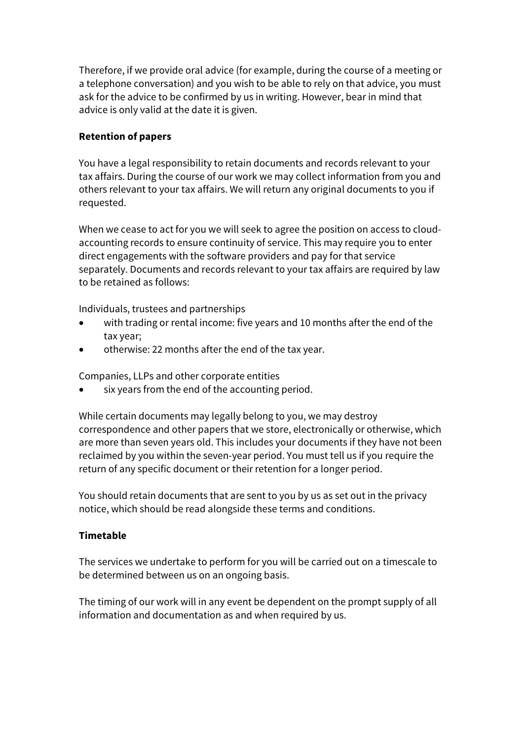Therefore, if we provide oral advice (for example, during the course of a meeting or a telephone conversation) and you wish to be able to rely on that advice, you must ask for the advice to be confirmed by us in writing. However, bear in mind that advice is only valid at the date it is given.

**Retention of papers**

You have a legal responsibility to retain documents and records relevant to your tax affairs. During the course of our work we may collect information from you and others relevant to your tax affairs. We will return any original documents to you if requested.

When we cease to act for you we will seek to agree the position on access to cloud-accounting records to ensure continuity of service. This may require you to enter direct engagements with the software providers and pay for that service separately. Documents and records relevant to your tax affairs are required by law to be retained as follows:

Individuals, trustees and partnerships

- with trading or rental income: five years and 10 months after the end of the tax year;
- otherwise: 22 months after the end of the tax year.

Companies, LLPs and other corporate entities

- six years from the end of the accounting period.

While certain documents may legally belong to you, we may destroy correspondence and other papers that we store, electronically or otherwise, which are more than seven years old. This includes your documents if they have not been reclaimed by you within the seven-year period. You must tell us if you require the return of any specific document or their retention for a longer period.

You should retain documents that are sent to you by us as set out in the privacy notice, which should be read alongside these terms and conditions.

**Timetable**

The services we undertake to perform for you will be carried out on a timescale to be determined between us on an ongoing basis.

The timing of our work will in any event be dependent on the prompt supply of all information and documentation as and when required by us.